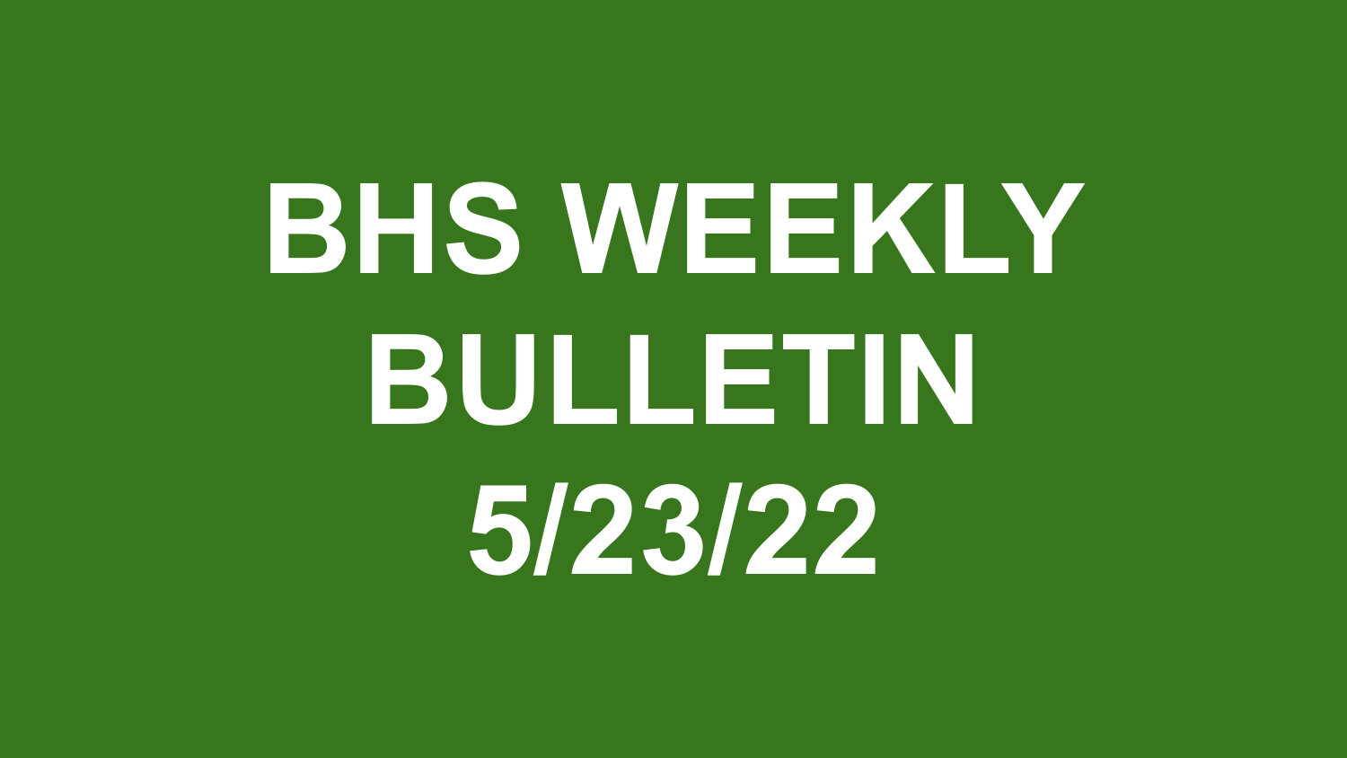# BHS WEEKLY BULLETIN 5/23/22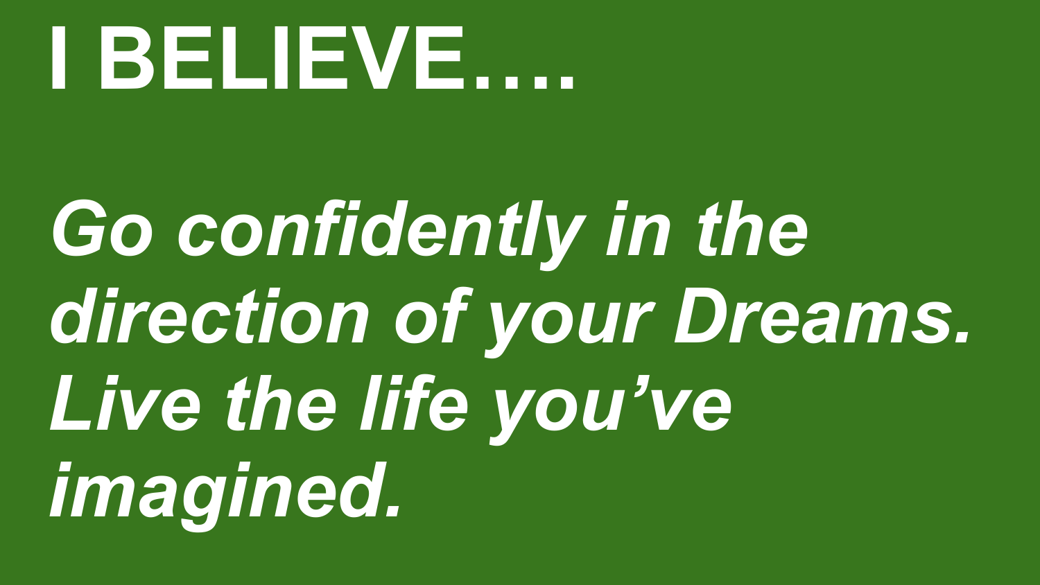# I BELIEVE….

***Go confidently in the direction of your Dreams. Live the life you've imagined.***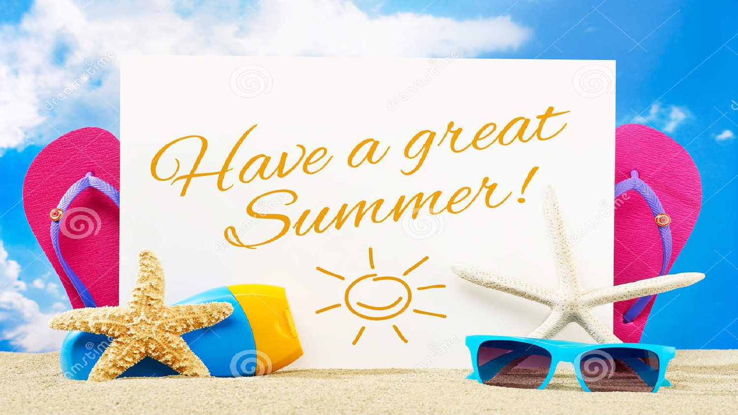Have a great Summer!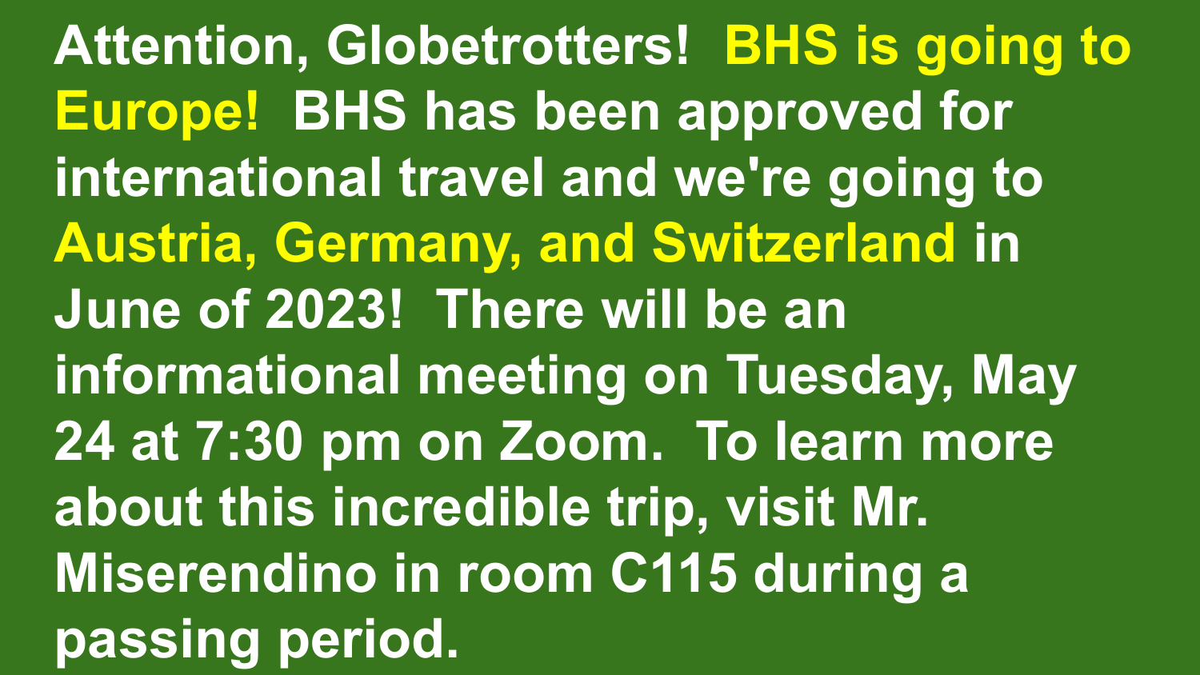**Attention, Globetrotters! BHS is going to Europe! BHS has been approved for international travel and we're going to Austria, Germany, and Switzerland in June of 2023! There will be an informational meeting on Tuesday, May 24 at 7:30 pm on Zoom. To learn more about this incredible trip, visit Mr. Miserendino in room C115 during a passing period.**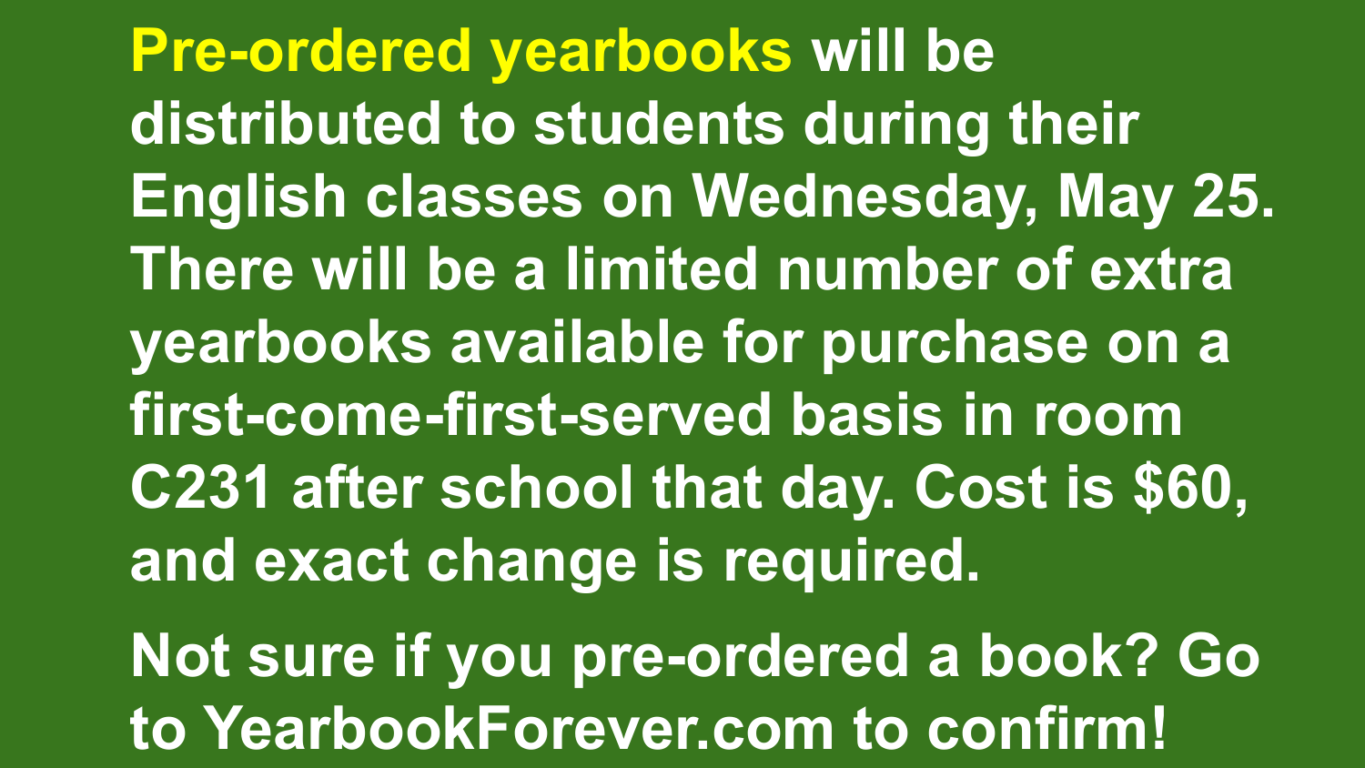**Pre-ordered yearbooks** will be distributed to students during their English classes on Wednesday, May 25. There will be a limited number of extra yearbooks available for purchase on a first-come-first-served basis in room C231 after school that day. Cost is $60, and exact change is required.

Not sure if you pre-ordered a book? Go to YearbookForever.com to confirm!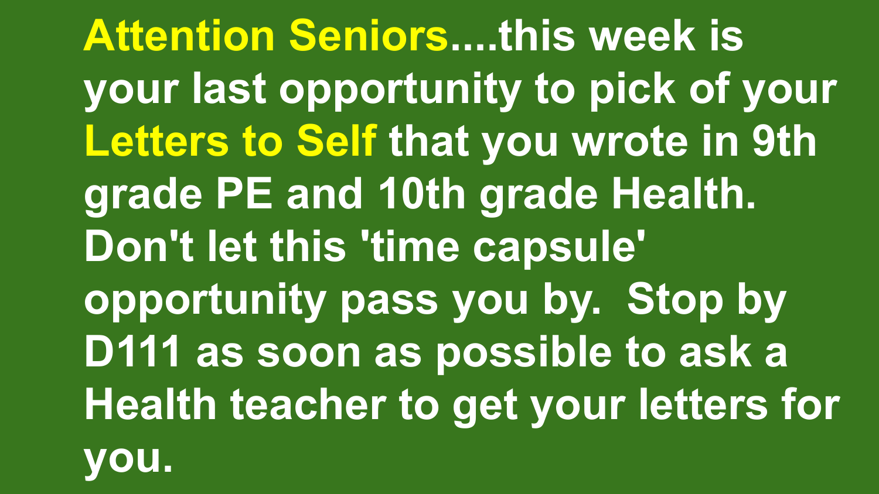**Attention Seniors**....this week is your last opportunity to pick of your **Letters to Self** that you wrote in 9th grade PE and 10th grade Health. Don't let this 'time capsule' opportunity pass you by.  Stop by D111 as soon as possible to ask a Health teacher to get your letters for you.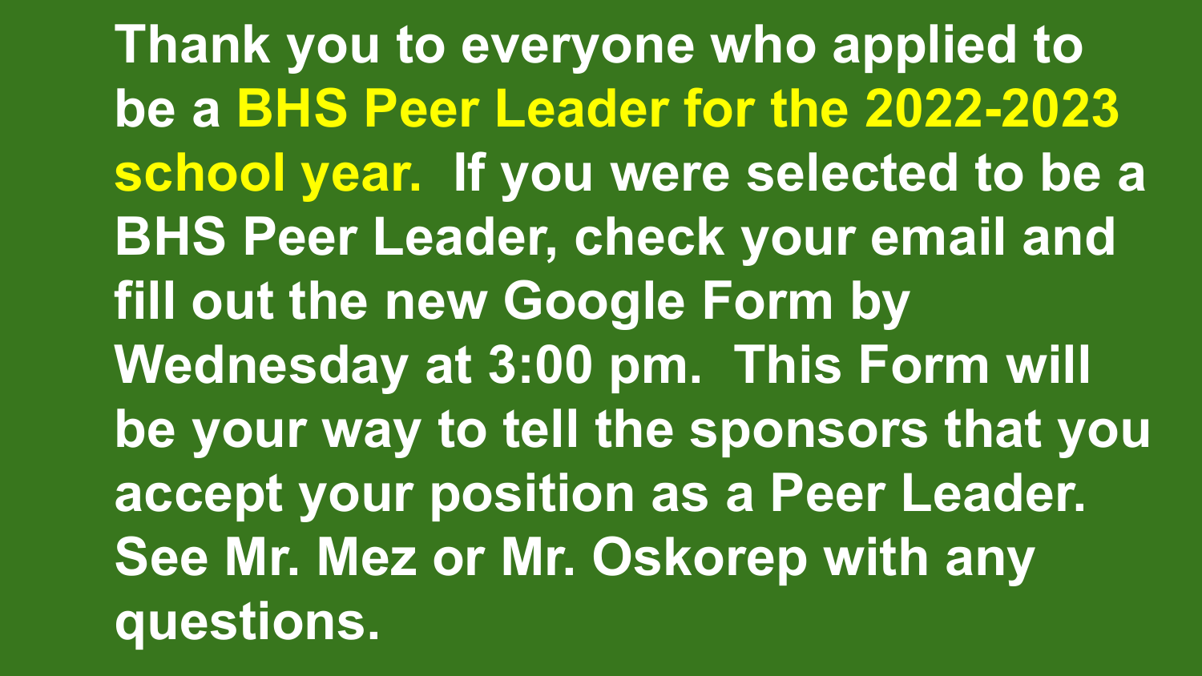**Thank you to everyone who applied to be a BHS Peer Leader for the 2022-2023 school year. If you were selected to be a BHS Peer Leader, check your email and fill out the new Google Form by Wednesday at 3:00 pm. This Form will be your way to tell the sponsors that you accept your position as a Peer Leader. See Mr. Mez or Mr. Oskorep with any questions.**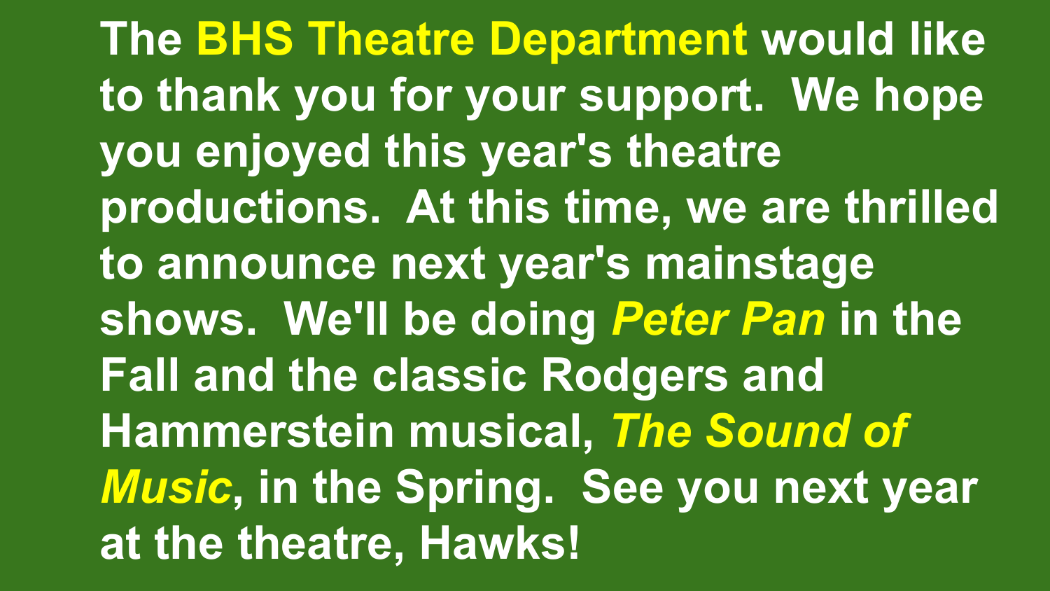**The BHS Theatre Department would like to thank you for your support. We hope you enjoyed this year's theatre productions. At this time, we are thrilled to announce next year's mainstage shows. We'll be doing *Peter Pan* in the Fall and the classic Rodgers and Hammerstein musical, *The Sound of Music*, in the Spring. See you next year at the theatre, Hawks!**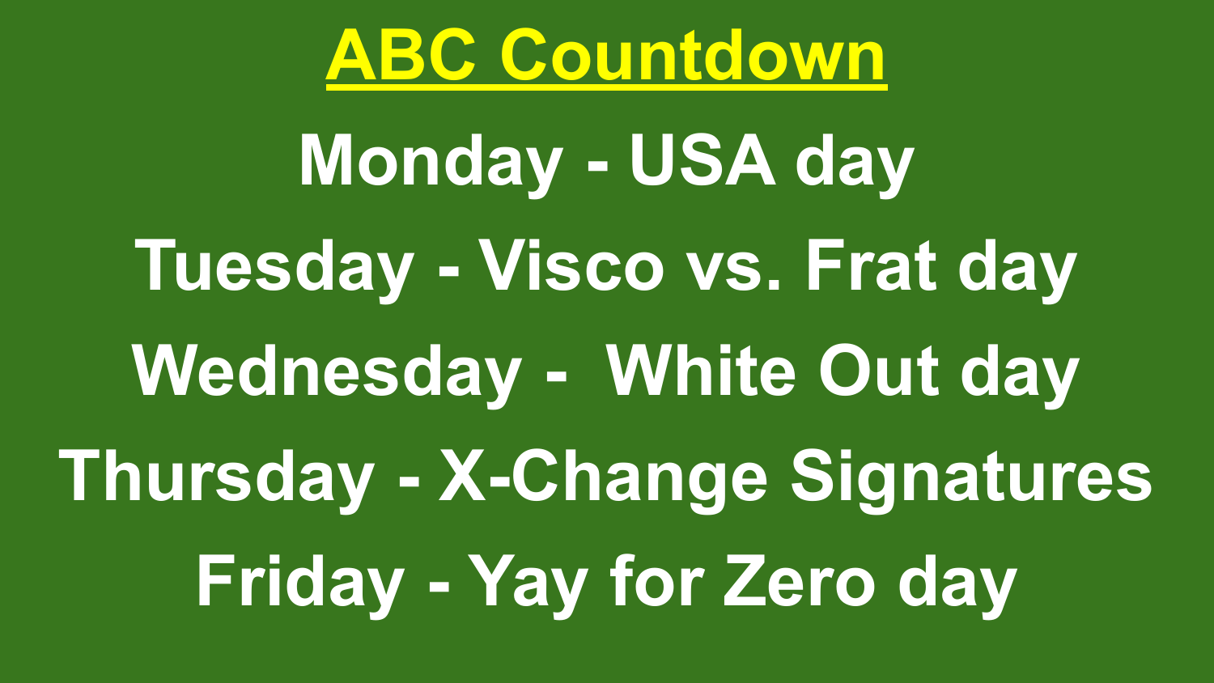# ABC Countdown

**Monday - USA day**

**Tuesday - Visco vs. Frat day**

**Wednesday - White Out day**

**Thursday - X-Change Signatures**

**Friday - Yay for Zero day**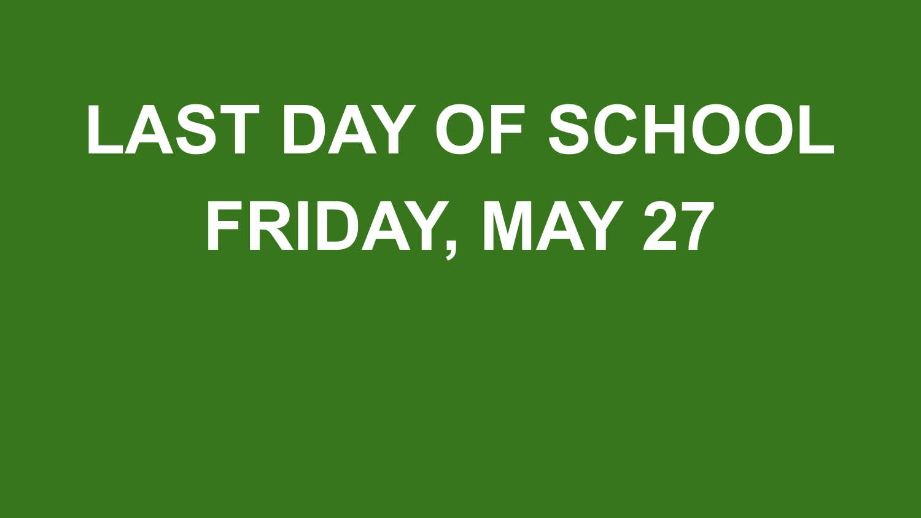# LAST DAY OF SCHOOL
# FRIDAY, MAY 27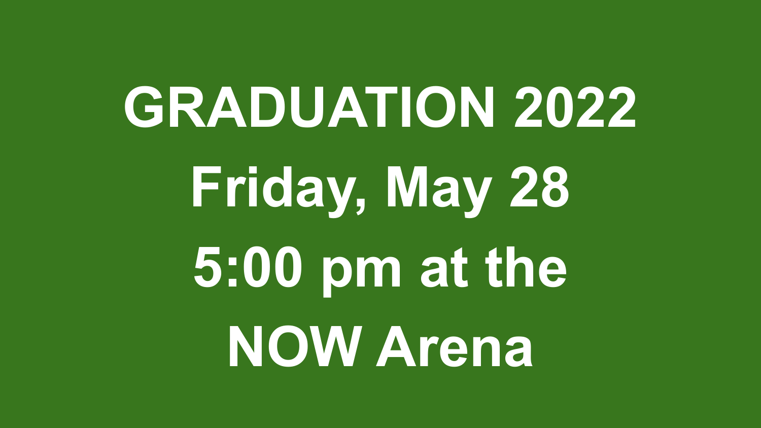# GRADUATION 2022

**Friday, May 28**

**5:00 pm at the**

**NOW Arena**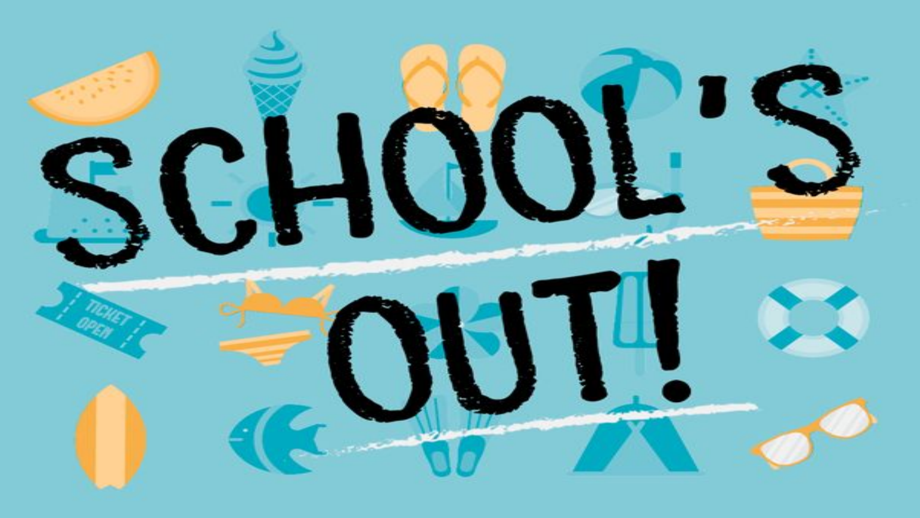# SCHOOL'S OUT!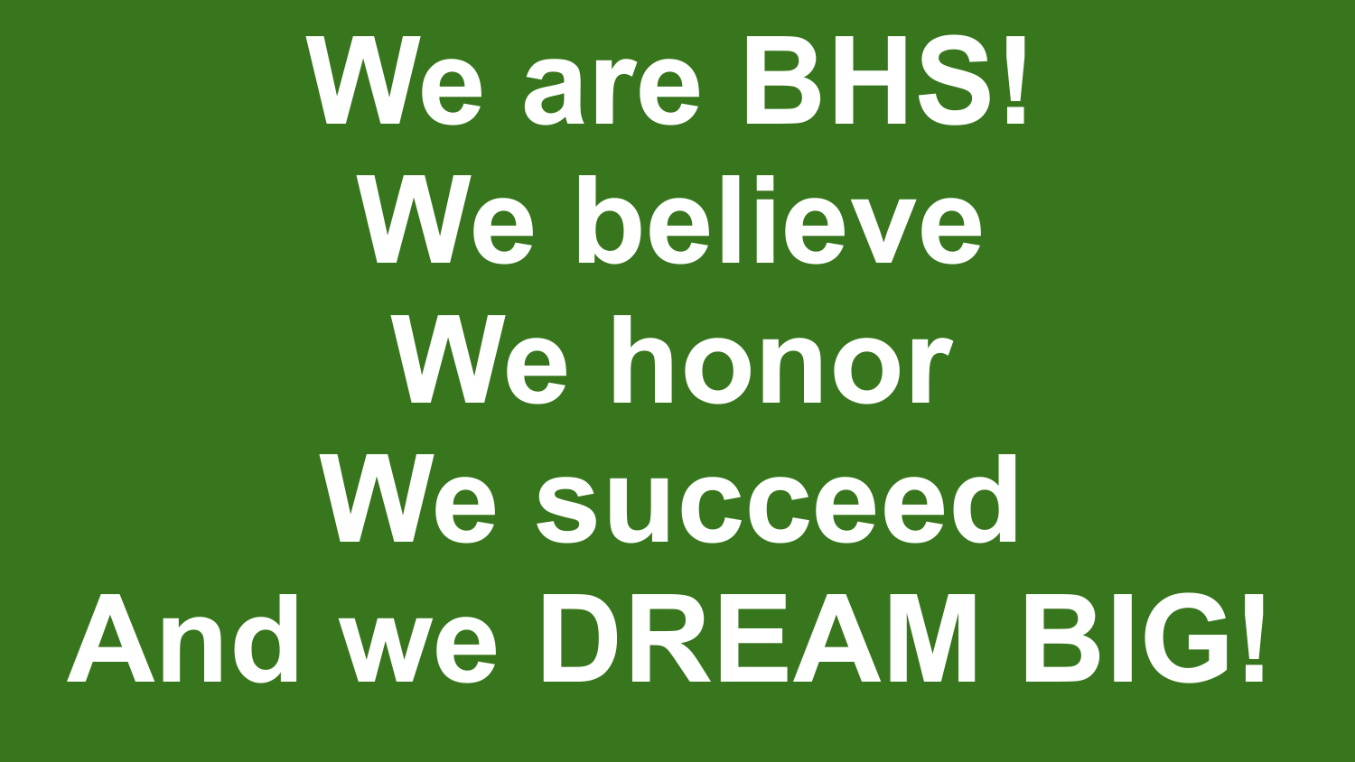**We are BHS!**

**We believe**

**We honor**

**We succeed**

**And we DREAM BIG!**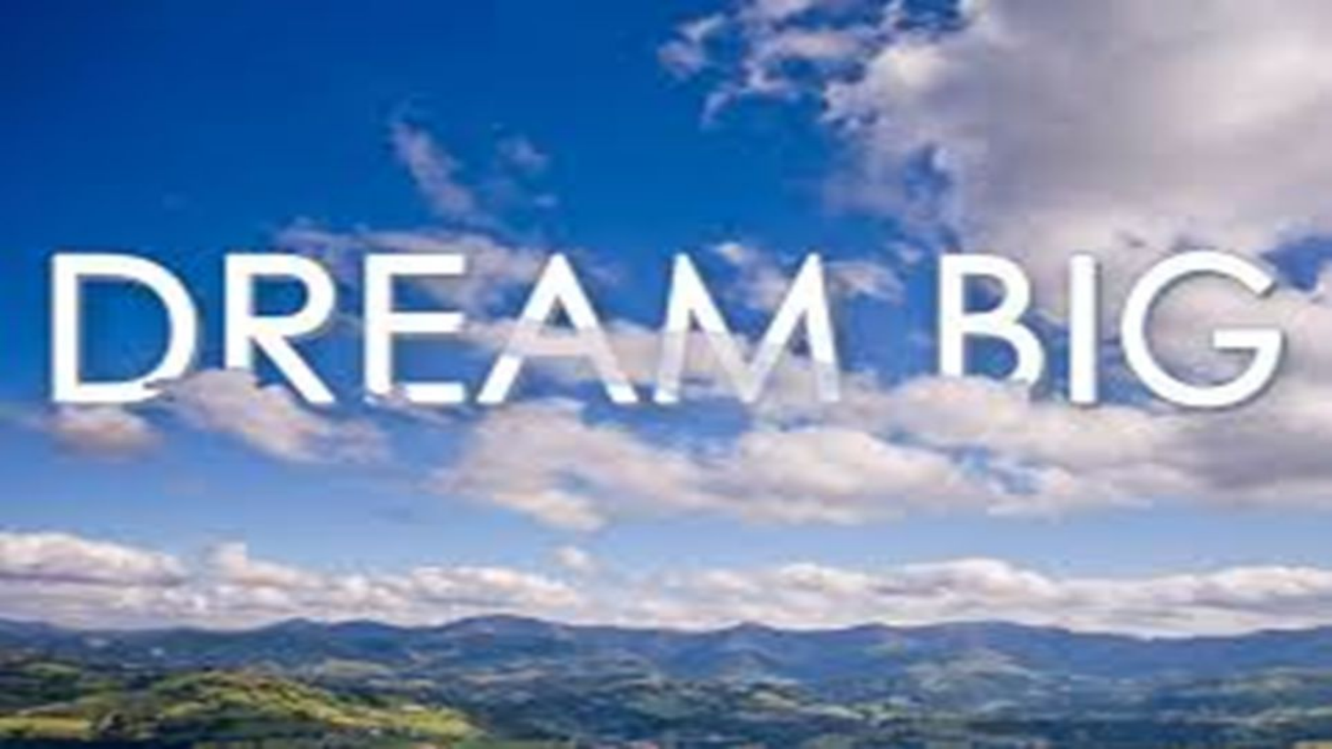DREAM BIG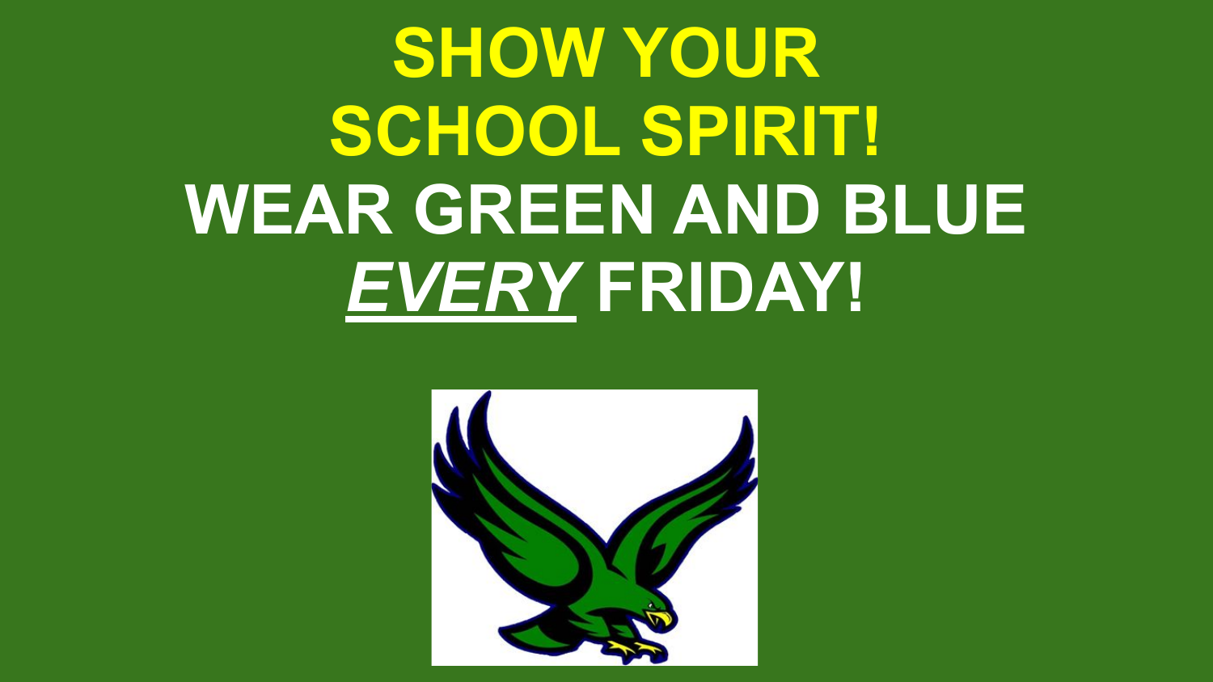# SHOW YOUR SCHOOL SPIRIT!

# WEAR GREEN AND BLUE <u>*EVERY*</u> FRIDAY!